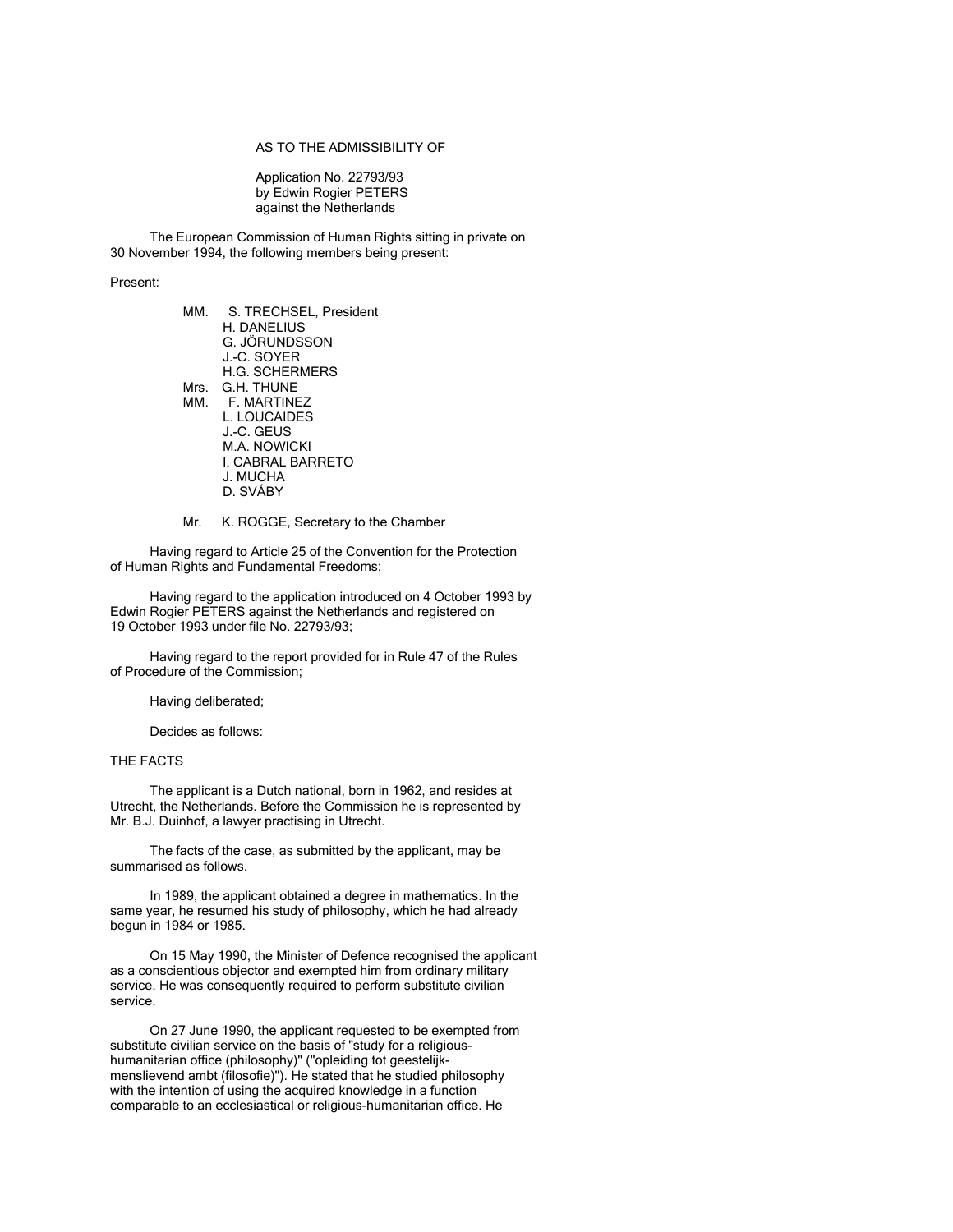AS TO THE ADMISSIBILITY OF

Application No. 22793/93
by Edwin Rogier PETERS
against the Netherlands

The European Commission of Human Rights sitting in private on 30 November 1994, the following members being present:

Present:

MM. S. TRECHSEL, President
H. DANELIUS
G. JÖRUNDSSON
J.-C. SOYER
H.G. SCHERMERS
Mrs. G.H. THUNE
MM. F. MARTINEZ
L. LOUCAIDES
J.-C. GEUS
M.A. NOWICKI
I. CABRAL BARRETO
J. MUCHA
D. SVÁBY

Mr. K. ROGGE, Secretary to the Chamber

Having regard to Article 25 of the Convention for the Protection of Human Rights and Fundamental Freedoms;

Having regard to the application introduced on 4 October 1993 by Edwin Rogier PETERS against the Netherlands and registered on 19 October 1993 under file No. 22793/93;

Having regard to the report provided for in Rule 47 of the Rules of Procedure of the Commission;

Having deliberated;

Decides as follows:

THE FACTS

The applicant is a Dutch national, born in 1962, and resides at Utrecht, the Netherlands. Before the Commission he is represented by Mr. B.J. Duinhof, a lawyer practising in Utrecht.

The facts of the case, as submitted by the applicant, may be summarised as follows.

In 1989, the applicant obtained a degree in mathematics. In the same year, he resumed his study of philosophy, which he had already begun in 1984 or 1985.

On 15 May 1990, the Minister of Defence recognised the applicant as a conscientious objector and exempted him from ordinary military service. He was consequently required to perform substitute civilian service.

On 27 June 1990, the applicant requested to be exempted from substitute civilian service on the basis of "study for a religious-humanitarian office (philosophy)" ("opleiding tot geestelijk-menslievend ambt (filosofie)"). He stated that he studied philosophy with the intention of using the acquired knowledge in a function comparable to an ecclesiastical or religious-humanitarian office. He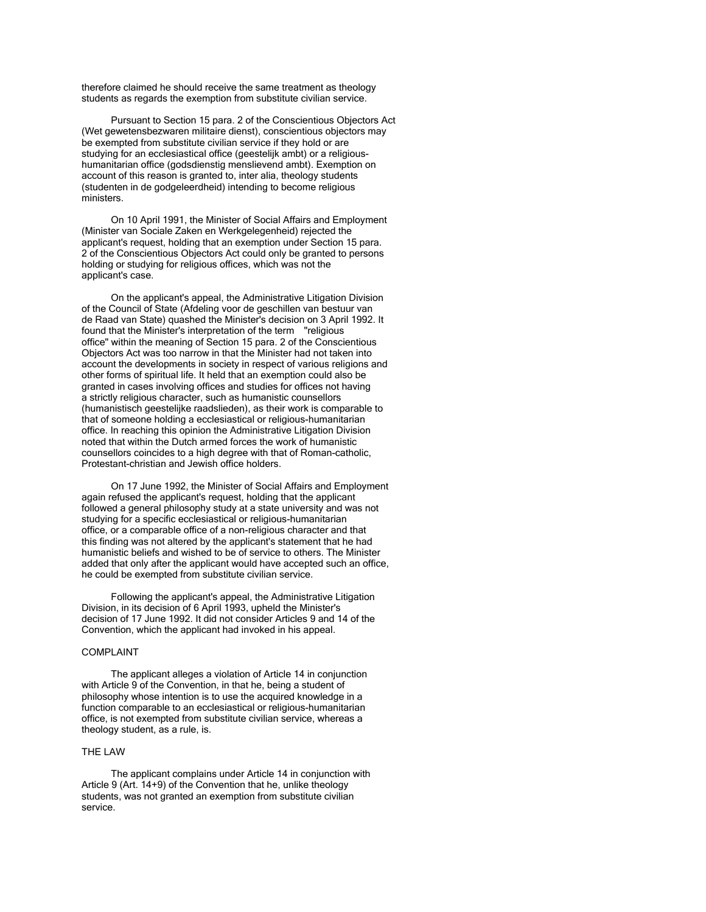therefore claimed he should receive the same treatment as theology students as regards the exemption from substitute civilian service.

Pursuant to Section 15 para. 2 of the Conscientious Objectors Act (Wet gewetensbezwaren militaire dienst), conscientious objectors may be exempted from substitute civilian service if they hold or are studying for an ecclesiastical office (geestelijk ambt) or a religious-humanitarian office (godsdienstig menslievend ambt). Exemption on account of this reason is granted to, inter alia, theology students (studenten in de godgeleerdheid) intending to become religious ministers.

On 10 April 1991, the Minister of Social Affairs and Employment (Minister van Sociale Zaken en Werkgelegenheid) rejected the applicant's request, holding that an exemption under Section 15 para. 2 of the Conscientious Objectors Act could only be granted to persons holding or studying for religious offices, which was not the applicant's case.

On the applicant's appeal, the Administrative Litigation Division of the Council of State (Afdeling voor de geschillen van bestuur van de Raad van State) quashed the Minister's decision on 3 April 1992. It found that the Minister's interpretation of the term "religious office" within the meaning of Section 15 para. 2 of the Conscientious Objectors Act was too narrow in that the Minister had not taken into account the developments in society in respect of various religions and other forms of spiritual life. It held that an exemption could also be granted in cases involving offices and studies for offices not having a strictly religious character, such as humanistic counsellors (humanistisch geestelijke raadslieden), as their work is comparable to that of someone holding a ecclesiastical or religious-humanitarian office. In reaching this opinion the Administrative Litigation Division noted that within the Dutch armed forces the work of humanistic counsellors coincides to a high degree with that of Roman-catholic, Protestant-christian and Jewish office holders.

On 17 June 1992, the Minister of Social Affairs and Employment again refused the applicant's request, holding that the applicant followed a general philosophy study at a state university and was not studying for a specific ecclesiastical or religious-humanitarian office, or a comparable office of a non-religious character and that this finding was not altered by the applicant's statement that he had humanistic beliefs and wished to be of service to others. The Minister added that only after the applicant would have accepted such an office, he could be exempted from substitute civilian service.

Following the applicant's appeal, the Administrative Litigation Division, in its decision of 6 April 1993, upheld the Minister's decision of 17 June 1992. It did not consider Articles 9 and 14 of the Convention, which the applicant had invoked in his appeal.

COMPLAINT

The applicant alleges a violation of Article 14 in conjunction with Article 9 of the Convention, in that he, being a student of philosophy whose intention is to use the acquired knowledge in a function comparable to an ecclesiastical or religious-humanitarian office, is not exempted from substitute civilian service, whereas a theology student, as a rule, is.

THE LAW

The applicant complains under Article 14 in conjunction with Article 9 (Art. 14+9) of the Convention that he, unlike theology students, was not granted an exemption from substitute civilian service.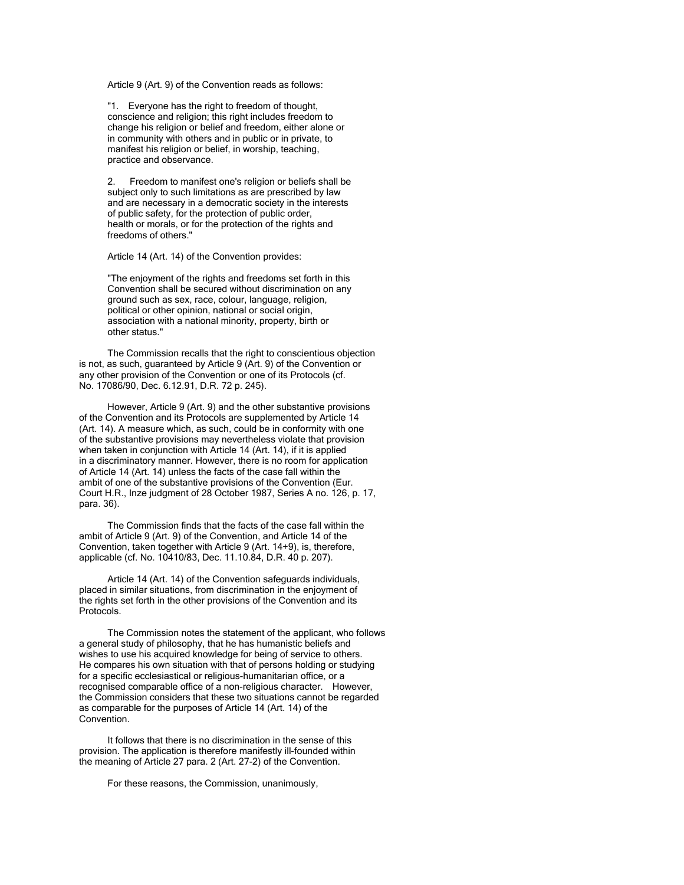Article 9 (Art. 9) of the Convention reads as follows:

"1. Everyone has the right to freedom of thought, conscience and religion; this right includes freedom to change his religion or belief and freedom, either alone or in community with others and in public or in private, to manifest his religion or belief, in worship, teaching, practice and observance.

2. Freedom to manifest one's religion or beliefs shall be subject only to such limitations as are prescribed by law and are necessary in a democratic society in the interests of public safety, for the protection of public order, health or morals, or for the protection of the rights and freedoms of others."

Article 14 (Art. 14) of the Convention provides:

"The enjoyment of the rights and freedoms set forth in this Convention shall be secured without discrimination on any ground such as sex, race, colour, language, religion, political or other opinion, national or social origin, association with a national minority, property, birth or other status."

The Commission recalls that the right to conscientious objection is not, as such, guaranteed by Article 9 (Art. 9) of the Convention or any other provision of the Convention or one of its Protocols (cf. No. 17086/90, Dec. 6.12.91, D.R. 72 p. 245).

However, Article 9 (Art. 9) and the other substantive provisions of the Convention and its Protocols are supplemented by Article 14 (Art. 14). A measure which, as such, could be in conformity with one of the substantive provisions may nevertheless violate that provision when taken in conjunction with Article 14 (Art. 14), if it is applied in a discriminatory manner. However, there is no room for application of Article 14 (Art. 14) unless the facts of the case fall within the ambit of one of the substantive provisions of the Convention (Eur. Court H.R., Inze judgment of 28 October 1987, Series A no. 126, p. 17, para. 36).

The Commission finds that the facts of the case fall within the ambit of Article 9 (Art. 9) of the Convention, and Article 14 of the Convention, taken together with Article 9 (Art. 14+9), is, therefore, applicable (cf. No. 10410/83, Dec. 11.10.84, D.R. 40 p. 207).

Article 14 (Art. 14) of the Convention safeguards individuals, placed in similar situations, from discrimination in the enjoyment of the rights set forth in the other provisions of the Convention and its Protocols.

The Commission notes the statement of the applicant, who follows a general study of philosophy, that he has humanistic beliefs and wishes to use his acquired knowledge for being of service to others. He compares his own situation with that of persons holding or studying for a specific ecclesiastical or religious-humanitarian office, or a recognised comparable office of a non-religious character. However, the Commission considers that these two situations cannot be regarded as comparable for the purposes of Article 14 (Art. 14) of the Convention.

It follows that there is no discrimination in the sense of this provision. The application is therefore manifestly ill-founded within the meaning of Article 27 para. 2 (Art. 27-2) of the Convention.

For these reasons, the Commission, unanimously,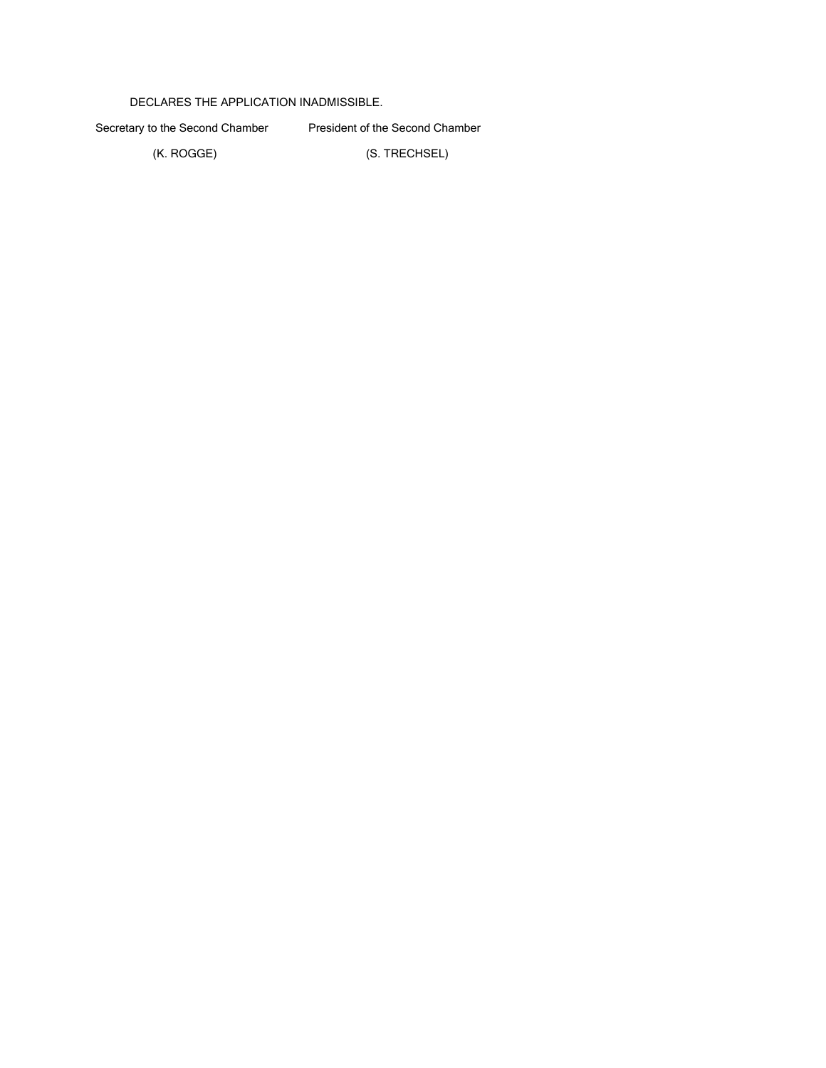DECLARES THE APPLICATION INADMISSIBLE.

| | |
|---|---|
| Secretary to the Second Chamber | President of the Second Chamber |
| (K. ROGGE) | (S. TRECHSEL) |